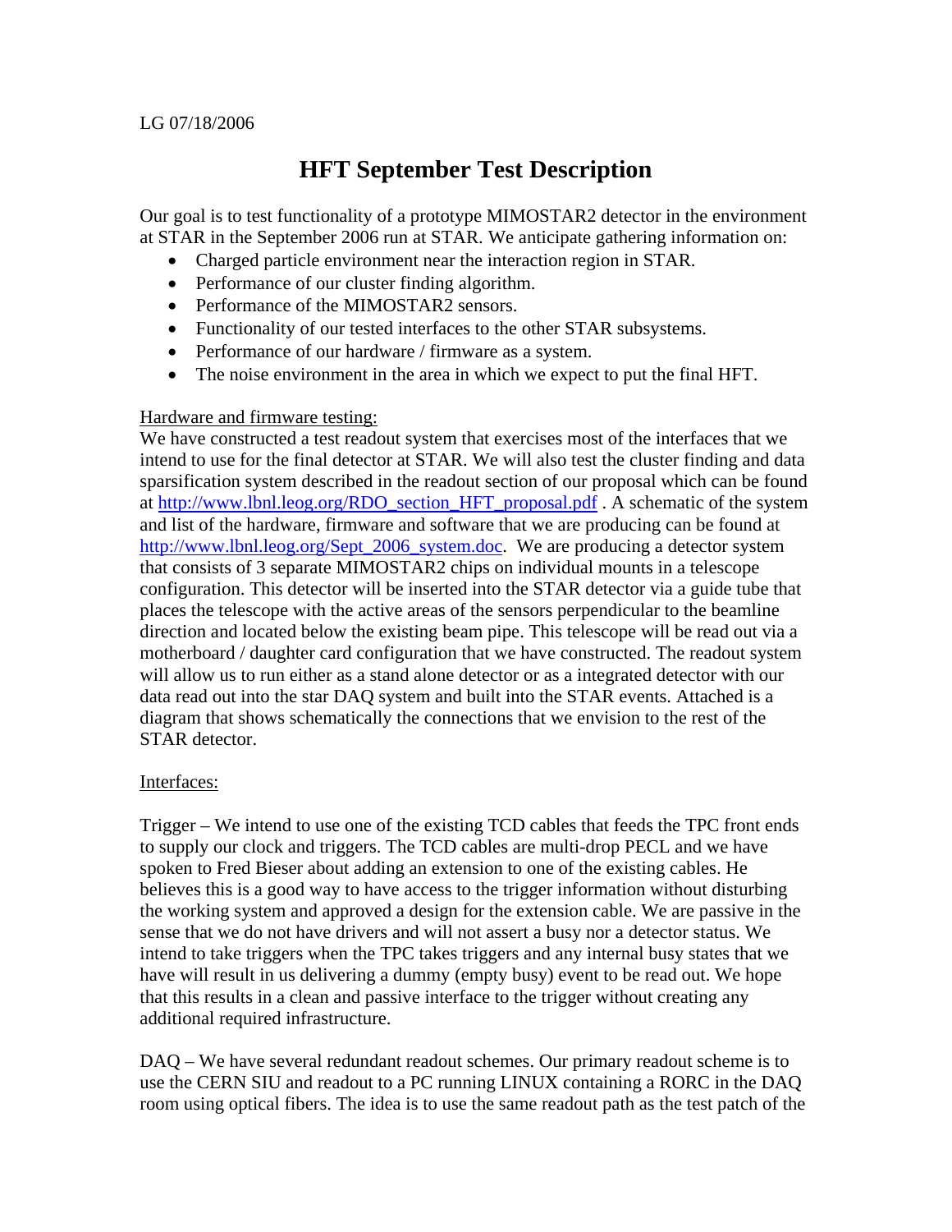LG 07/18/2006

# HFT September Test Description

Our goal is to test functionality of a prototype MIMOSTAR2 detector in the environment at STAR in the September 2006 run at STAR. We anticipate gathering information on:

- Charged particle environment near the interaction region in STAR.
- Performance of our cluster finding algorithm.
- Performance of the MIMOSTAR2 sensors.
- Functionality of our tested interfaces to the other STAR subsystems.
- Performance of our hardware / firmware as a system.
- The noise environment in the area in which we expect to put the final HFT.

Hardware and firmware testing:
We have constructed a test readout system that exercises most of the interfaces that we intend to use for the final detector at STAR. We will also test the cluster finding and data sparsification system described in the readout section of our proposal which can be found at http://www.lbnl.leog.org/RDO_section_HFT_proposal.pdf . A schematic of the system and list of the hardware, firmware and software that we are producing can be found at http://www.lbnl.leog.org/Sept_2006_system.doc. We are producing a detector system that consists of 3 separate MIMOSTAR2 chips on individual mounts in a telescope configuration. This detector will be inserted into the STAR detector via a guide tube that places the telescope with the active areas of the sensors perpendicular to the beamline direction and located below the existing beam pipe. This telescope will be read out via a motherboard / daughter card configuration that we have constructed. The readout system will allow us to run either as a stand alone detector or as a integrated detector with our data read out into the star DAQ system and built into the STAR events. Attached is a diagram that shows schematically the connections that we envision to the rest of the STAR detector.

Interfaces:

Trigger – We intend to use one of the existing TCD cables that feeds the TPC front ends to supply our clock and triggers. The TCD cables are multi-drop PECL and we have spoken to Fred Bieser about adding an extension to one of the existing cables. He believes this is a good way to have access to the trigger information without disturbing the working system and approved a design for the extension cable. We are passive in the sense that we do not have drivers and will not assert a busy nor a detector status. We intend to take triggers when the TPC takes triggers and any internal busy states that we have will result in us delivering a dummy (empty busy) event to be read out. We hope that this results in a clean and passive interface to the trigger without creating any additional required infrastructure.

DAQ – We have several redundant readout schemes. Our primary readout scheme is to use the CERN SIU and readout to a PC running LINUX containing a RORC in the DAQ room using optical fibers. The idea is to use the same readout path as the test patch of the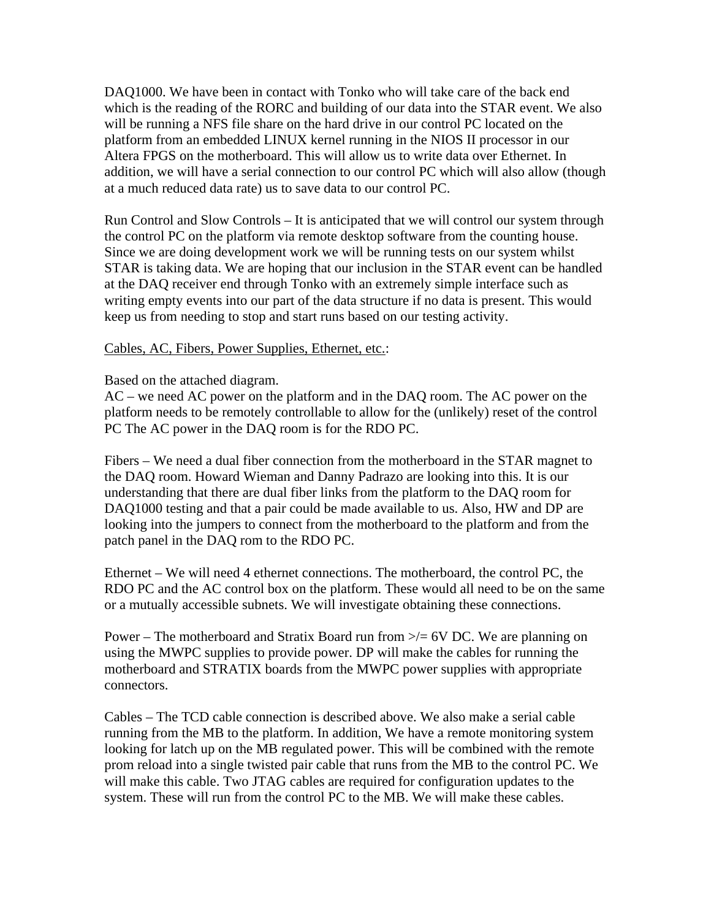DAQ1000. We have been in contact with Tonko who will take care of the back end which is the reading of the RORC and building of our data into the STAR event. We also will be running a NFS file share on the hard drive in our control PC located on the platform from an embedded LINUX kernel running in the NIOS II processor in our Altera FPGS on the motherboard. This will allow us to write data over Ethernet. In addition, we will have a serial connection to our control PC which will also allow (though at a much reduced data rate) us to save data to our control PC.

Run Control and Slow Controls – It is anticipated that we will control our system through the control PC on the platform via remote desktop software from the counting house. Since we are doing development work we will be running tests on our system whilst STAR is taking data. We are hoping that our inclusion in the STAR event can be handled at the DAQ receiver end through Tonko with an extremely simple interface such as writing empty events into our part of the data structure if no data is present. This would keep us from needing to stop and start runs based on our testing activity.

<u>Cables, AC, Fibers, Power Supplies, Ethernet, etc.</u>:

Based on the attached diagram.
AC – we need AC power on the platform and in the DAQ room. The AC power on the platform needs to be remotely controllable to allow for the (unlikely) reset of the control PC The AC power in the DAQ room is for the RDO PC.

Fibers – We need a dual fiber connection from the motherboard in the STAR magnet to the DAQ room. Howard Wieman and Danny Padrazo are looking into this. It is our understanding that there are dual fiber links from the platform to the DAQ room for DAQ1000 testing and that a pair could be made available to us. Also, HW and DP are looking into the jumpers to connect from the motherboard to the platform and from the patch panel in the DAQ rom to the RDO PC.

Ethernet – We will need 4 ethernet connections. The motherboard, the control PC, the RDO PC and the AC control box on the platform. These would all need to be on the same or a mutually accessible subnets. We will investigate obtaining these connections.

Power – The motherboard and Stratix Board run from >/= 6V DC. We are planning on using the MWPC supplies to provide power. DP will make the cables for running the motherboard and STRATIX boards from the MWPC power supplies with appropriate connectors.

Cables – The TCD cable connection is described above. We also make a serial cable running from the MB to the platform. In addition, We have a remote monitoring system looking for latch up on the MB regulated power. This will be combined with the remote prom reload into a single twisted pair cable that runs from the MB to the control PC. We will make this cable. Two JTAG cables are required for configuration updates to the system. These will run from the control PC to the MB. We will make these cables.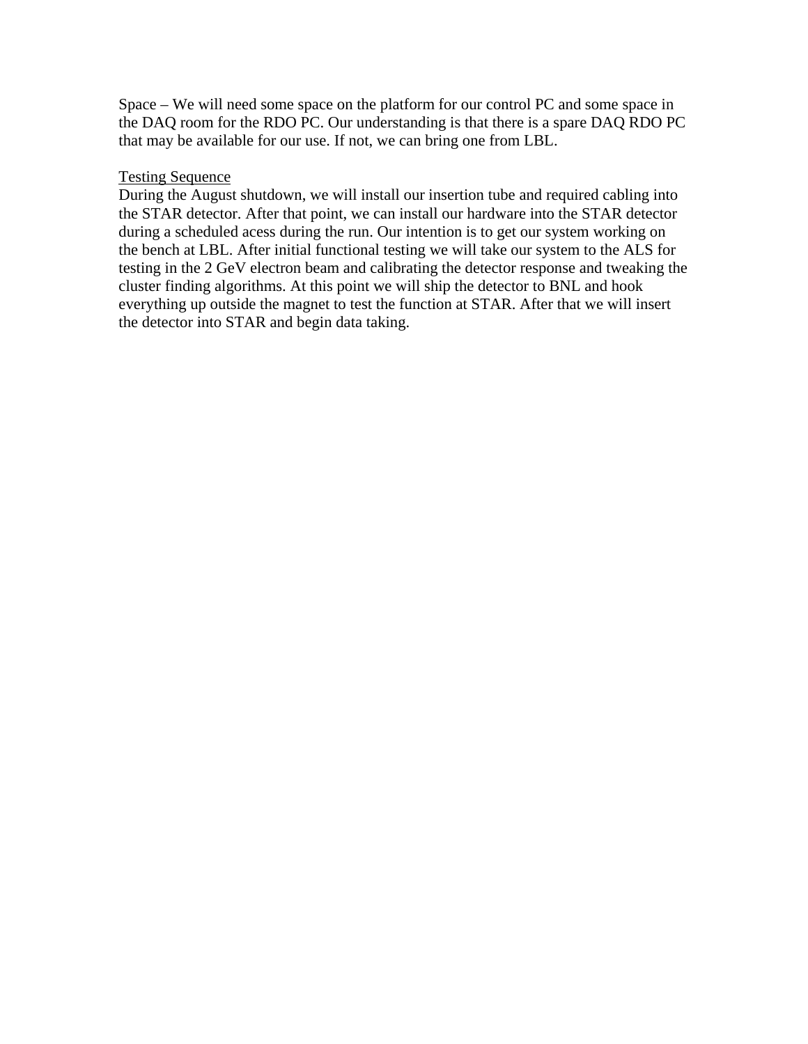Space – We will need some space on the platform for our control PC and some space in the DAQ room for the RDO PC. Our understanding is that there is a spare DAQ RDO PC that may be available for our use. If not, we can bring one from LBL.

<u>Testing Sequence</u>

During the August shutdown, we will install our insertion tube and required cabling into the STAR detector. After that point, we can install our hardware into the STAR detector during a scheduled acess during the run. Our intention is to get our system working on the bench at LBL. After initial functional testing we will take our system to the ALS for testing in the 2 GeV electron beam and calibrating the detector response and tweaking the cluster finding algorithms. At this point we will ship the detector to BNL and hook everything up outside the magnet to test the function at STAR. After that we will insert the detector into STAR and begin data taking.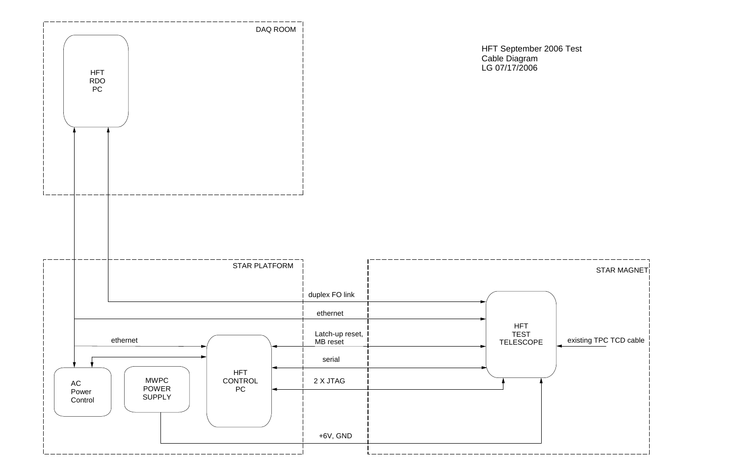HFT September 2006 Test
Cable Diagram
LG 07/17/2006

DAQ ROOM

HFT
RDO
PC

STAR PLATFORM

STAR MAGNET

duplex FO link

ethernet

ethernet

Latch-up reset,
MB reset

serial

2 X JTAG

+6V, GND

existing TPC TCD cable

HFT
TEST
TELESCOPE

HFT
CONTROL
PC

AC
Power
Control

MWPC
POWER
SUPPLY